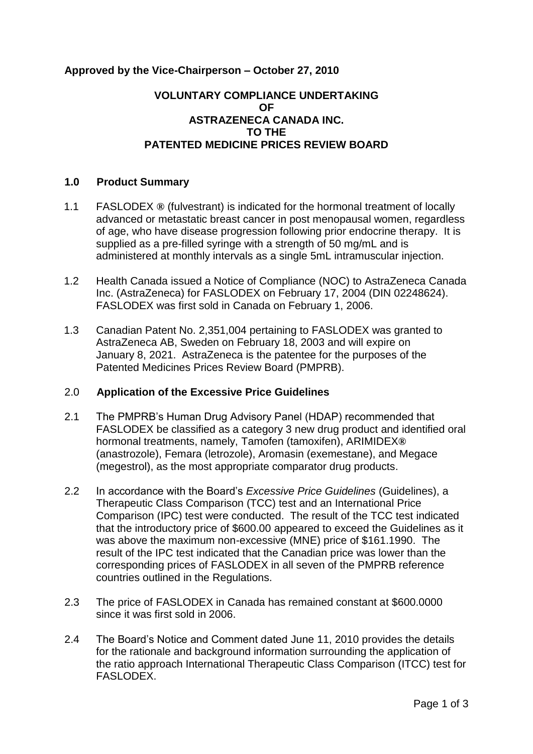**Approved by the Vice-Chairperson – October 27, 2010**

**VOLUNTARY COMPLIANCE UNDERTAKING**
**OF**
**ASTRAZENECA CANADA INC.**
**TO THE**
**PATENTED MEDICINE PRICES REVIEW BOARD**

## 1.0 Product Summary

1.1 FASLODEX ® (fulvestrant) is indicated for the hormonal treatment of locally advanced or metastatic breast cancer in post menopausal women, regardless of age, who have disease progression following prior endocrine therapy. It is supplied as a pre-filled syringe with a strength of 50 mg/mL and is administered at monthly intervals as a single 5mL intramuscular injection.

1.2 Health Canada issued a Notice of Compliance (NOC) to AstraZeneca Canada Inc. (AstraZeneca) for FASLODEX on February 17, 2004 (DIN 02248624). FASLODEX was first sold in Canada on February 1, 2006.

1.3 Canadian Patent No. 2,351,004 pertaining to FASLODEX was granted to AstraZeneca AB, Sweden on February 18, 2003 and will expire on January 8, 2021. AstraZeneca is the patentee for the purposes of the Patented Medicines Prices Review Board (PMPRB).

## 2.0 Application of the Excessive Price Guidelines

2.1 The PMPRB's Human Drug Advisory Panel (HDAP) recommended that FASLODEX be classified as a category 3 new drug product and identified oral hormonal treatments, namely, Tamofen (tamoxifen), ARIMIDEX® (anastrozole), Femara (letrozole), Aromasin (exemestane), and Megace (megestrol), as the most appropriate comparator drug products.

2.2 In accordance with the Board's *Excessive Price Guidelines* (Guidelines), a Therapeutic Class Comparison (TCC) test and an International Price Comparison (IPC) test were conducted. The result of the TCC test indicated that the introductory price of $600.00 appeared to exceed the Guidelines as it was above the maximum non-excessive (MNE) price of $161.1990. The result of the IPC test indicated that the Canadian price was lower than the corresponding prices of FASLODEX in all seven of the PMPRB reference countries outlined in the Regulations.

2.3 The price of FASLODEX in Canada has remained constant at $600.0000 since it was first sold in 2006.

2.4 The Board's Notice and Comment dated June 11, 2010 provides the details for the rationale and background information surrounding the application of the ratio approach International Therapeutic Class Comparison (ITCC) test for FASLODEX.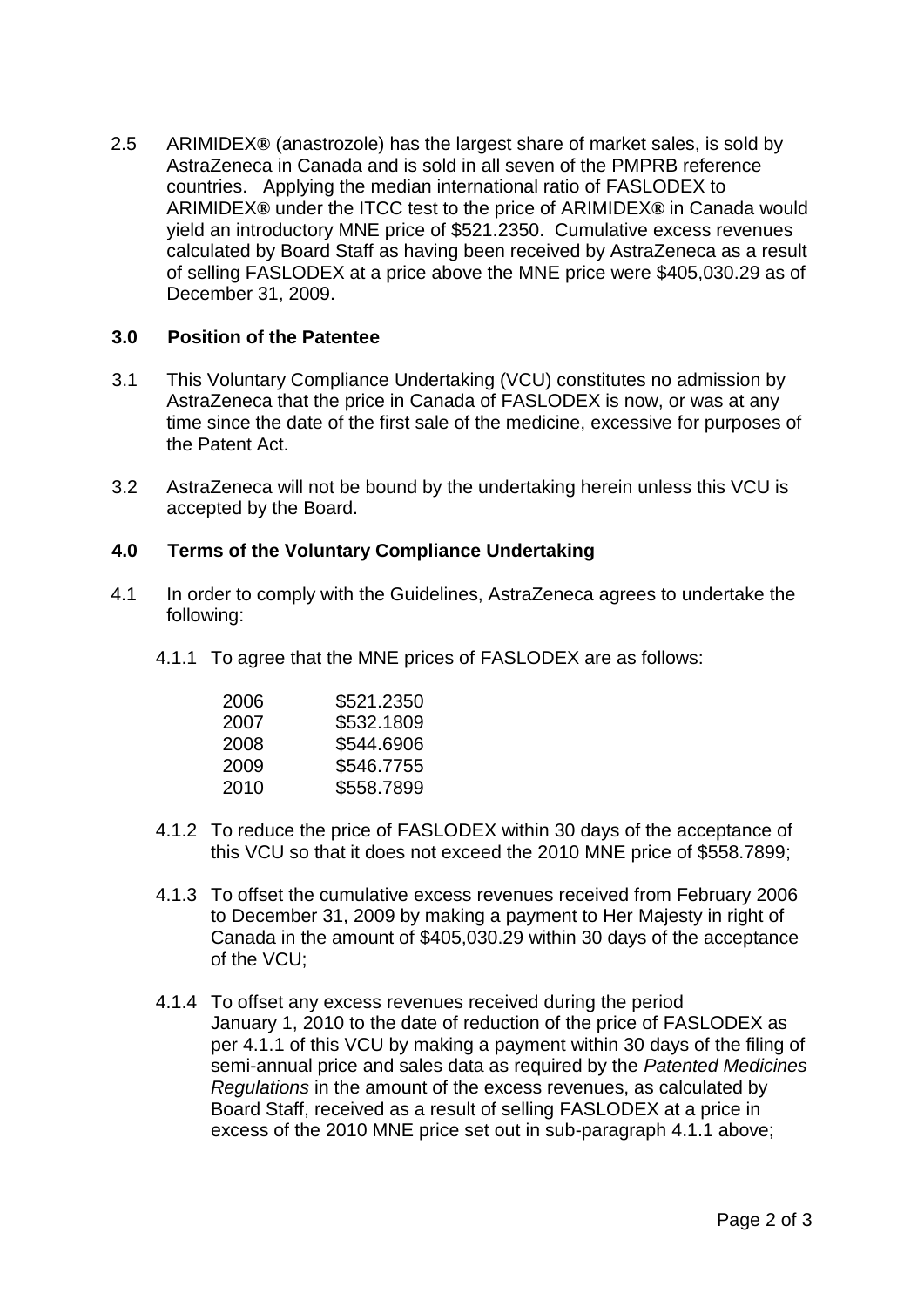2.5 ARIMIDEX® (anastrozole) has the largest share of market sales, is sold by AstraZeneca in Canada and is sold in all seven of the PMPRB reference countries. Applying the median international ratio of FASLODEX to ARIMIDEX® under the ITCC test to the price of ARIMIDEX® in Canada would yield an introductory MNE price of $521.2350. Cumulative excess revenues calculated by Board Staff as having been received by AstraZeneca as a result of selling FASLODEX at a price above the MNE price were $405,030.29 as of December 31, 2009.

## 3.0 Position of the Patentee

3.1 This Voluntary Compliance Undertaking (VCU) constitutes no admission by AstraZeneca that the price in Canada of FASLODEX is now, or was at any time since the date of the first sale of the medicine, excessive for purposes of the Patent Act.

3.2 AstraZeneca will not be bound by the undertaking herein unless this VCU is accepted by the Board.

## 4.0 Terms of the Voluntary Compliance Undertaking

4.1 In order to comply with the Guidelines, AstraZeneca agrees to undertake the following:

4.1.1 To agree that the MNE prices of FASLODEX are as follows:

| | |
|---|---|
| 2006 | $521.2350 |
| 2007 | $532.1809 |
| 2008 | $544.6906 |
| 2009 | $546.7755 |
| 2010 | $558.7899 |

4.1.2 To reduce the price of FASLODEX within 30 days of the acceptance of this VCU so that it does not exceed the 2010 MNE price of $558.7899;

4.1.3 To offset the cumulative excess revenues received from February 2006 to December 31, 2009 by making a payment to Her Majesty in right of Canada in the amount of $405,030.29 within 30 days of the acceptance of the VCU;

4.1.4 To offset any excess revenues received during the period January 1, 2010 to the date of reduction of the price of FASLODEX as per 4.1.1 of this VCU by making a payment within 30 days of the filing of semi-annual price and sales data as required by the *Patented Medicines Regulations* in the amount of the excess revenues, as calculated by Board Staff, received as a result of selling FASLODEX at a price in excess of the 2010 MNE price set out in sub-paragraph 4.1.1 above;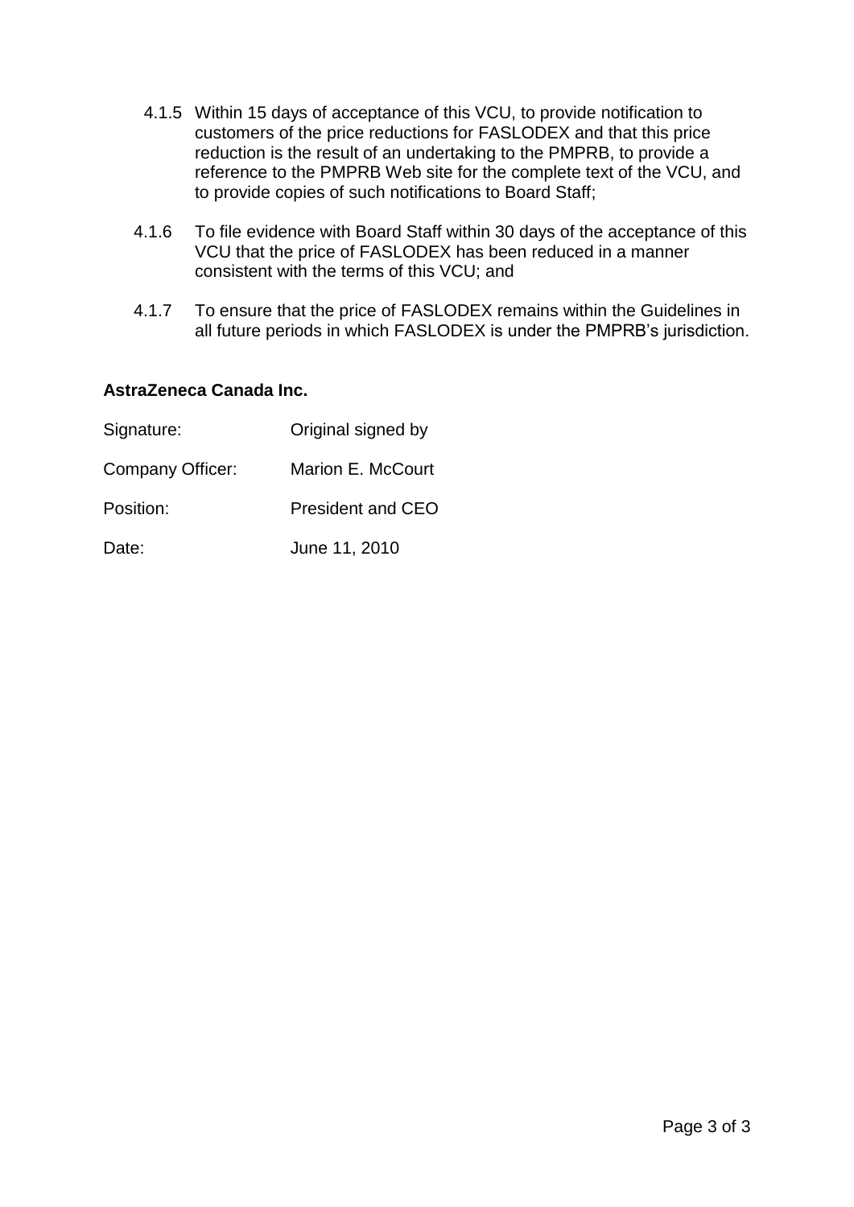4.1.5 Within 15 days of acceptance of this VCU, to provide notification to customers of the price reductions for FASLODEX and that this price reduction is the result of an undertaking to the PMPRB, to provide a reference to the PMPRB Web site for the complete text of the VCU, and to provide copies of such notifications to Board Staff;

4.1.6 To file evidence with Board Staff within 30 days of the acceptance of this VCU that the price of FASLODEX has been reduced in a manner consistent with the terms of this VCU; and

4.1.7 To ensure that the price of FASLODEX remains within the Guidelines in all future periods in which FASLODEX is under the PMPRB's jurisdiction.

**AstraZeneca Canada Inc.**

| | |
|---|---|
| Signature: | Original signed by |
| Company Officer: | Marion E. McCourt |
| Position: | President and CEO |
| Date: | June 11, 2010 |